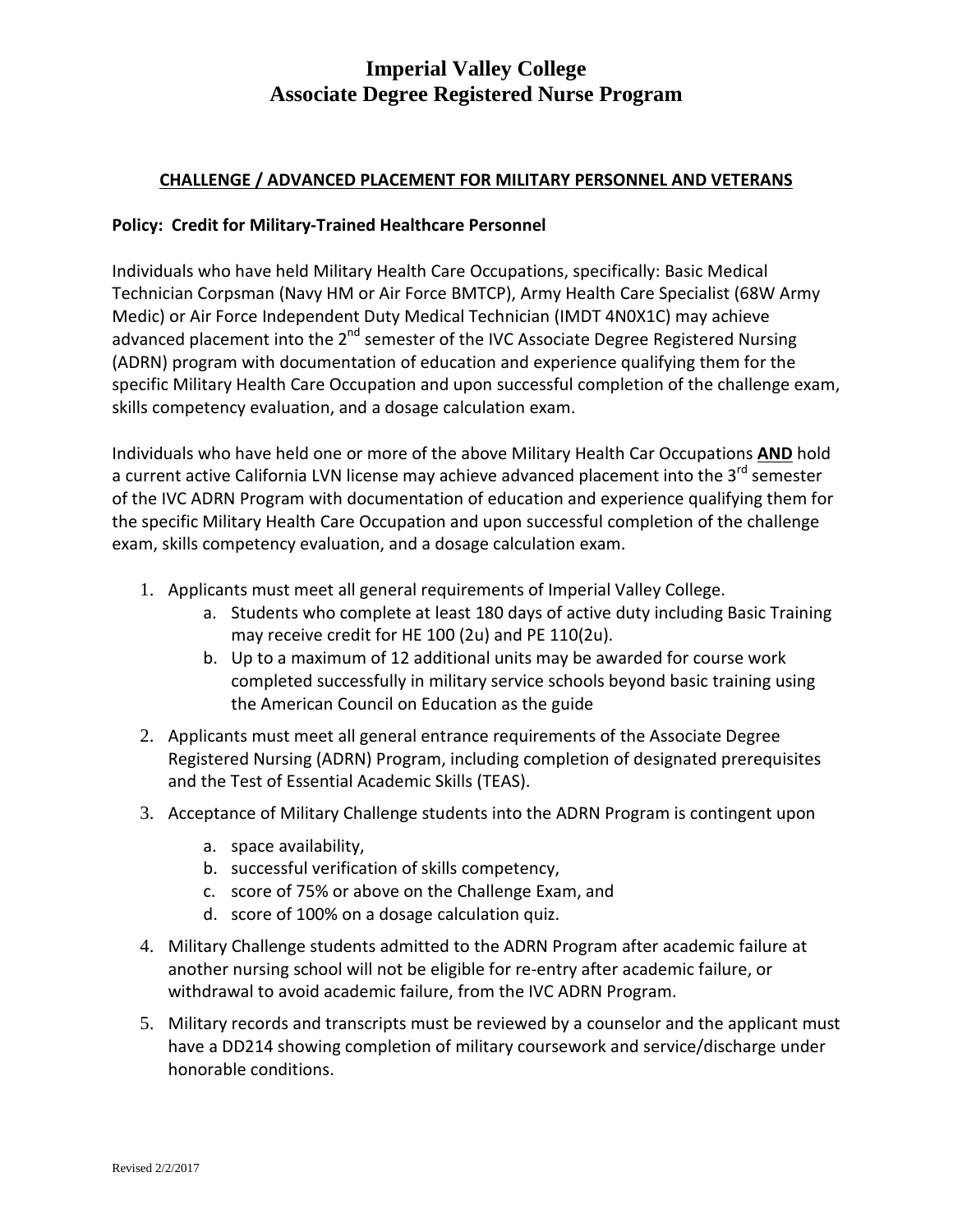# Imperial Valley College
# Associate Degree Registered Nurse Program

## CHALLENGE / ADVANCED PLACEMENT FOR MILITARY PERSONNEL AND VETERANS

**Policy: Credit for Military-Trained Healthcare Personnel**

Individuals who have held Military Health Care Occupations, specifically: Basic Medical Technician Corpsman (Navy HM or Air Force BMTCP), Army Health Care Specialist (68W Army Medic) or Air Force Independent Duty Medical Technician (IMDT 4N0X1C) may achieve advanced placement into the 2nd semester of the IVC Associate Degree Registered Nursing (ADRN) program with documentation of education and experience qualifying them for the specific Military Health Care Occupation and upon successful completion of the challenge exam, skills competency evaluation, and a dosage calculation exam.

Individuals who have held one or more of the above Military Health Car Occupations **AND** hold a current active California LVN license may achieve advanced placement into the 3rd semester of the IVC ADRN Program with documentation of education and experience qualifying them for the specific Military Health Care Occupation and upon successful completion of the challenge exam, skills competency evaluation, and a dosage calculation exam.

1. Applicants must meet all general requirements of Imperial Valley College.
   a. Students who complete at least 180 days of active duty including Basic Training may receive credit for HE 100 (2u) and PE 110(2u).
   b. Up to a maximum of 12 additional units may be awarded for course work completed successfully in military service schools beyond basic training using the American Council on Education as the guide
2. Applicants must meet all general entrance requirements of the Associate Degree Registered Nursing (ADRN) Program, including completion of designated prerequisites and the Test of Essential Academic Skills (TEAS).
3. Acceptance of Military Challenge students into the ADRN Program is contingent upon
   a. space availability,
   b. successful verification of skills competency,
   c. score of 75% or above on the Challenge Exam, and
   d. score of 100% on a dosage calculation quiz.
4. Military Challenge students admitted to the ADRN Program after academic failure at another nursing school will not be eligible for re-entry after academic failure, or withdrawal to avoid academic failure, from the IVC ADRN Program.
5. Military records and transcripts must be reviewed by a counselor and the applicant must have a DD214 showing completion of military coursework and service/discharge under honorable conditions.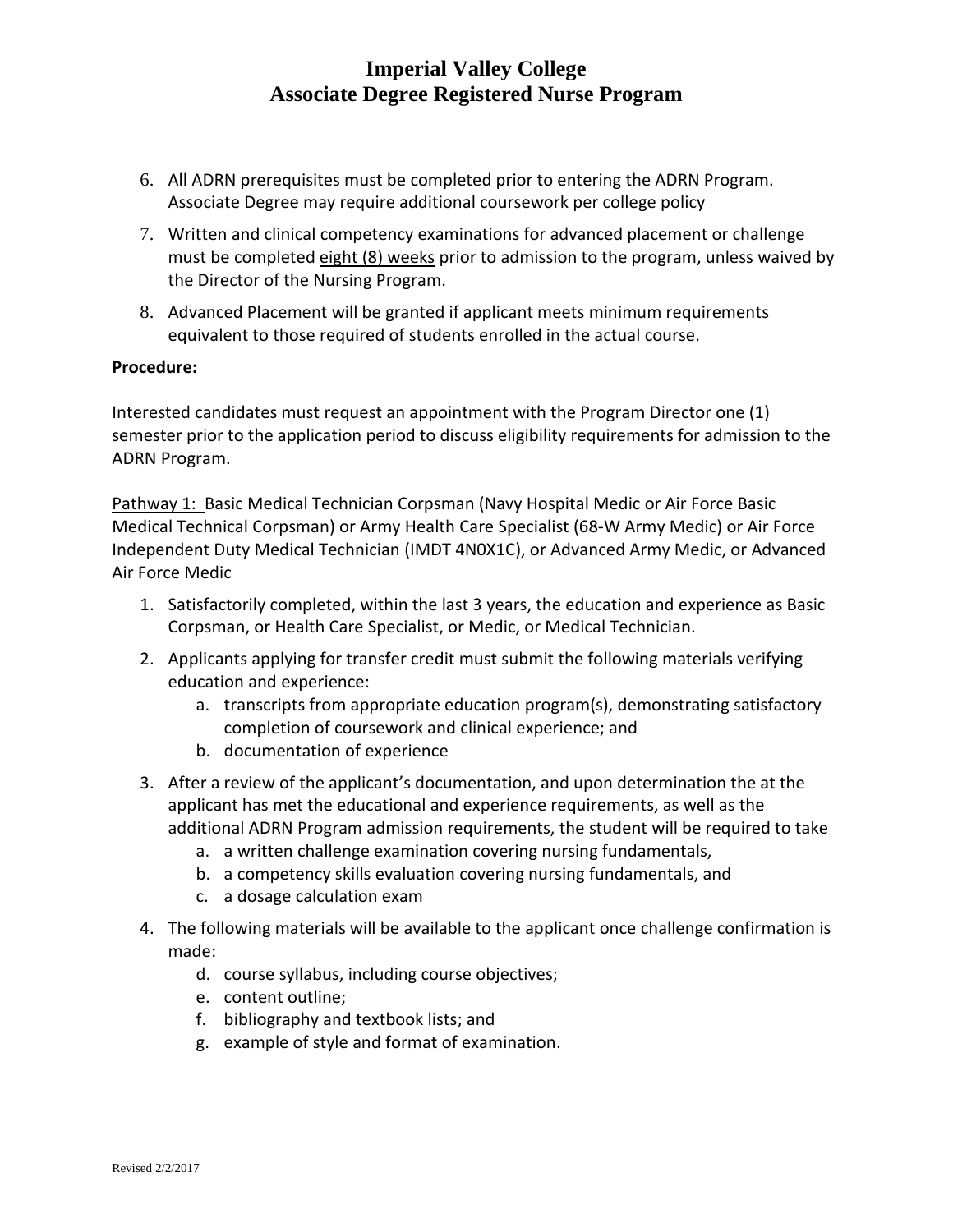6. All ADRN prerequisites must be completed prior to entering the ADRN Program. Associate Degree may require additional coursework per college policy
7. Written and clinical competency examinations for advanced placement or challenge must be completed <u>eight (8) weeks</u> prior to admission to the program, unless waived by the Director of the Nursing Program.
8. Advanced Placement will be granted if applicant meets minimum requirements equivalent to those required of students enrolled in the actual course.

**Procedure:**

Interested candidates must request an appointment with the Program Director one (1) semester prior to the application period to discuss eligibility requirements for admission to the ADRN Program.

<u>Pathway 1:</u> Basic Medical Technician Corpsman (Navy Hospital Medic or Air Force Basic Medical Technical Corpsman) or Army Health Care Specialist (68-W Army Medic) or Air Force Independent Duty Medical Technician (IMDT 4N0X1C), or Advanced Army Medic, or Advanced Air Force Medic

1. Satisfactorily completed, within the last 3 years, the education and experience as Basic Corpsman, or Health Care Specialist, or Medic, or Medical Technician.
2. Applicants applying for transfer credit must submit the following materials verifying education and experience:
   a. transcripts from appropriate education program(s), demonstrating satisfactory completion of coursework and clinical experience; and
   b. documentation of experience
3. After a review of the applicant's documentation, and upon determination the at the applicant has met the educational and experience requirements, as well as the additional ADRN Program admission requirements, the student will be required to take
   a. a written challenge examination covering nursing fundamentals,
   b. a competency skills evaluation covering nursing fundamentals, and
   c. a dosage calculation exam
4. The following materials will be available to the applicant once challenge confirmation is made:
   d. course syllabus, including course objectives;
   e. content outline;
   f. bibliography and textbook lists; and
   g. example of style and format of examination.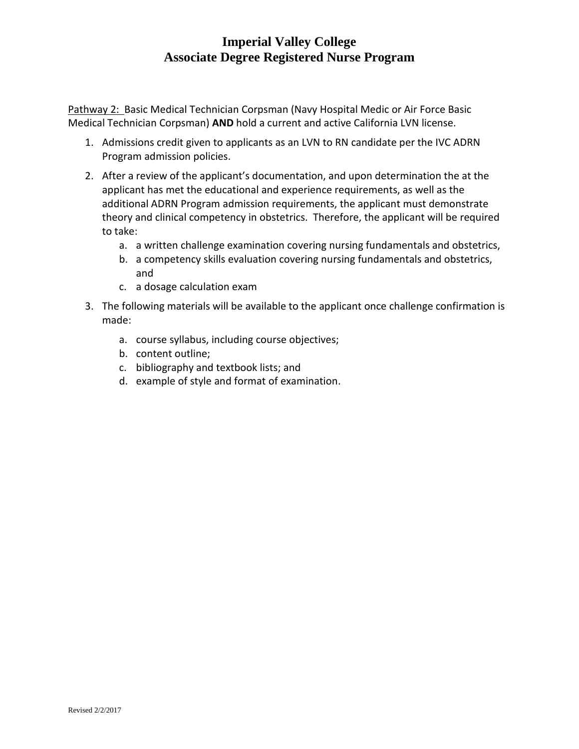# Imperial Valley College
## Associate Degree Registered Nurse Program

Pathway 2: Basic Medical Technician Corpsman (Navy Hospital Medic or Air Force Basic Medical Technician Corpsman) **AND** hold a current and active California LVN license.

1. Admissions credit given to applicants as an LVN to RN candidate per the IVC ADRN Program admission policies.
2. After a review of the applicant's documentation, and upon determination the at the applicant has met the educational and experience requirements, as well as the additional ADRN Program admission requirements, the applicant must demonstrate theory and clinical competency in obstetrics. Therefore, the applicant will be required to take:
   a. a written challenge examination covering nursing fundamentals and obstetrics,
   b. a competency skills evaluation covering nursing fundamentals and obstetrics, and
   c. a dosage calculation exam
3. The following materials will be available to the applicant once challenge confirmation is made:
   a. course syllabus, including course objectives;
   b. content outline;
   c. bibliography and textbook lists; and
   d. example of style and format of examination.

Revised 2/2/2017